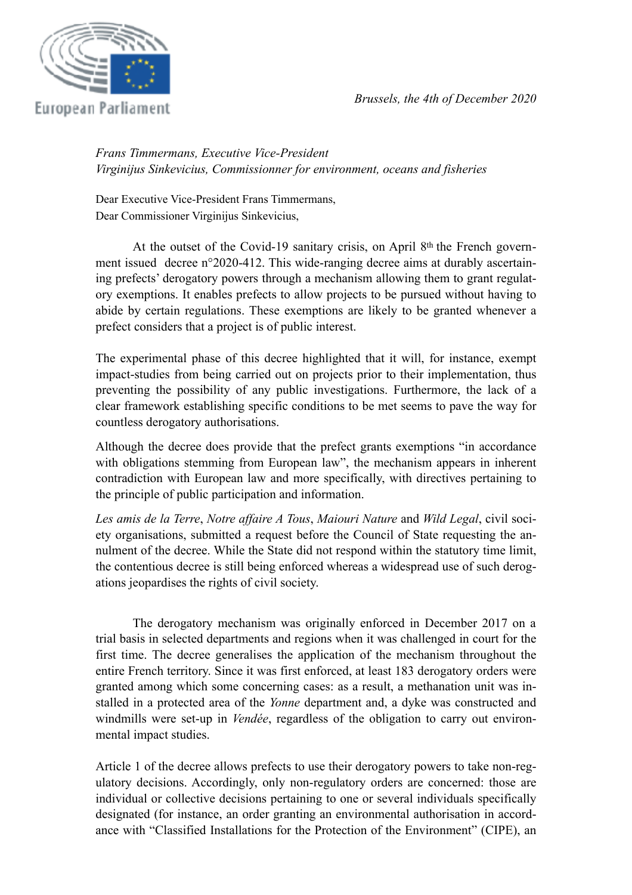European Parliament

*Brussels, the 4th of December 2020*

*Frans Timmermans, Executive Vice-President*
*Virginijus Sinkevicius, Commissionner for environment, oceans and fisheries*

Dear Executive Vice-President Frans Timmermans,
Dear Commissioner Virginijus Sinkevicius,

At the outset of the Covid-19 sanitary crisis, on April 8th the French government issued decree n°2020-412. This wide-ranging decree aims at durably ascertaining prefects' derogatory powers through a mechanism allowing them to grant regulatory exemptions. It enables prefects to allow projects to be pursued without having to abide by certain regulations. These exemptions are likely to be granted whenever a prefect considers that a project is of public interest.

The experimental phase of this decree highlighted that it will, for instance, exempt impact-studies from being carried out on projects prior to their implementation, thus preventing the possibility of any public investigations. Furthermore, the lack of a clear framework establishing specific conditions to be met seems to pave the way for countless derogatory authorisations.

Although the decree does provide that the prefect grants exemptions "in accordance with obligations stemming from European law", the mechanism appears in inherent contradiction with European law and more specifically, with directives pertaining to the principle of public participation and information.

*Les amis de la Terre*, *Notre affaire A Tous*, *Maiouri Nature* and *Wild Legal*, civil society organisations, submitted a request before the Council of State requesting the annulment of the decree. While the State did not respond within the statutory time limit, the contentious decree is still being enforced whereas a widespread use of such derogations jeopardises the rights of civil society.

The derogatory mechanism was originally enforced in December 2017 on a trial basis in selected departments and regions when it was challenged in court for the first time. The decree generalises the application of the mechanism throughout the entire French territory. Since it was first enforced, at least 183 derogatory orders were granted among which some concerning cases: as a result, a methanation unit was installed in a protected area of the *Yonne* department and, a dyke was constructed and windmills were set-up in *Vendée*, regardless of the obligation to carry out environmental impact studies.

Article 1 of the decree allows prefects to use their derogatory powers to take non-regulatory decisions. Accordingly, only non-regulatory orders are concerned: those are individual or collective decisions pertaining to one or several individuals specifically designated (for instance, an order granting an environmental authorisation in accordance with "Classified Installations for the Protection of the Environment" (CIPE), an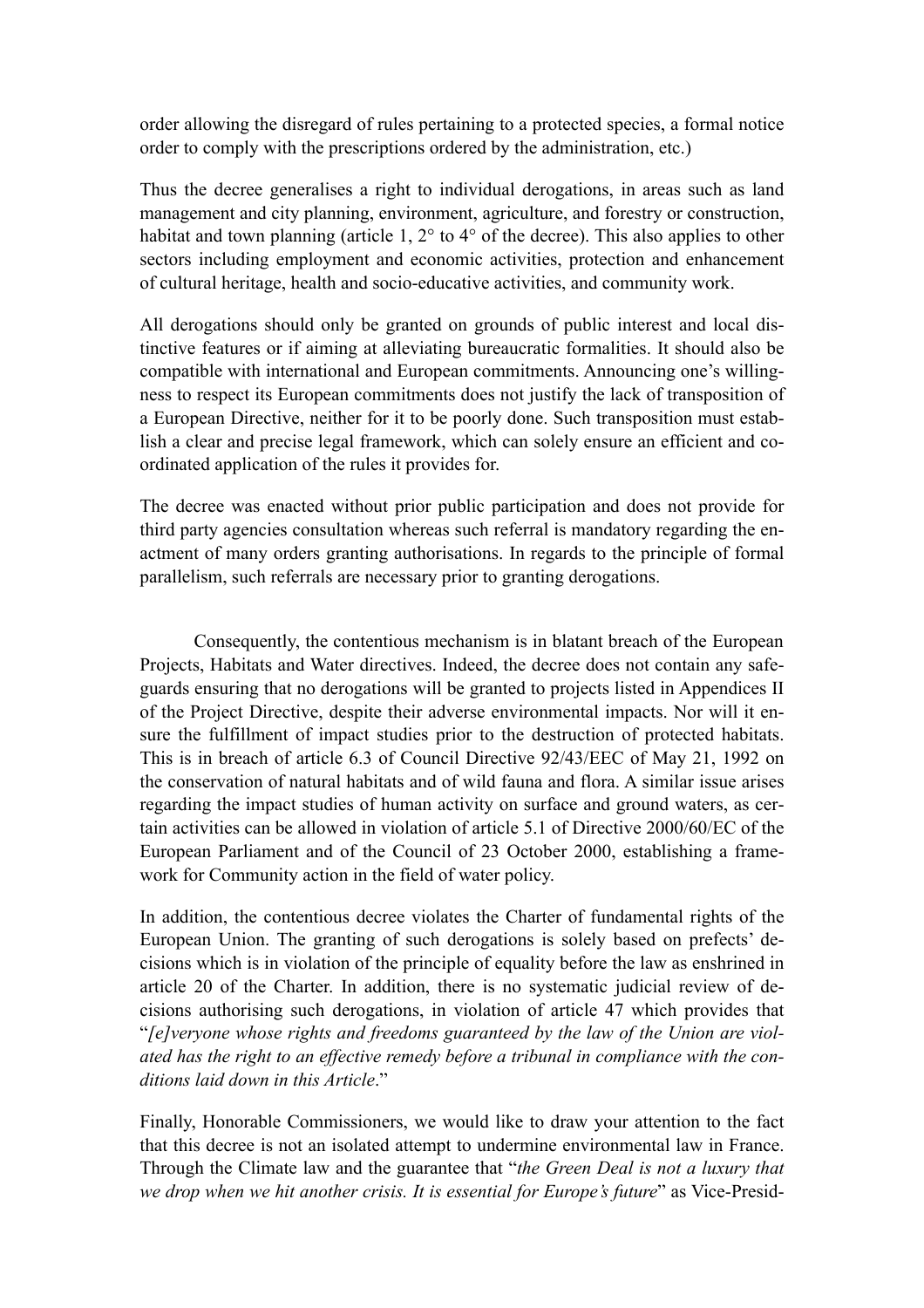order allowing the disregard of rules pertaining to a protected species, a formal notice order to comply with the prescriptions ordered by the administration, etc.)

Thus the decree generalises a right to individual derogations, in areas such as land management and city planning, environment, agriculture, and forestry or construction, habitat and town planning (article 1, 2° to 4° of the decree). This also applies to other sectors including employment and economic activities, protection and enhancement of cultural heritage, health and socio-educative activities, and community work.

All derogations should only be granted on grounds of public interest and local distinctive features or if aiming at alleviating bureaucratic formalities. It should also be compatible with international and European commitments. Announcing one's willingness to respect its European commitments does not justify the lack of transposition of a European Directive, neither for it to be poorly done. Such transposition must establish a clear and precise legal framework, which can solely ensure an efficient and coordinated application of the rules it provides for.

The decree was enacted without prior public participation and does not provide for third party agencies consultation whereas such referral is mandatory regarding the enactment of many orders granting authorisations. In regards to the principle of formal parallelism, such referrals are necessary prior to granting derogations.

Consequently, the contentious mechanism is in blatant breach of the European Projects, Habitats and Water directives. Indeed, the decree does not contain any safeguards ensuring that no derogations will be granted to projects listed in Appendices II of the Project Directive, despite their adverse environmental impacts. Nor will it ensure the fulfillment of impact studies prior to the destruction of protected habitats. This is in breach of article 6.3 of Council Directive 92/43/EEC of May 21, 1992 on the conservation of natural habitats and of wild fauna and flora. A similar issue arises regarding the impact studies of human activity on surface and ground waters, as certain activities can be allowed in violation of article 5.1 of Directive 2000/60/EC of the European Parliament and of the Council of 23 October 2000, establishing a framework for Community action in the field of water policy.

In addition, the contentious decree violates the Charter of fundamental rights of the European Union. The granting of such derogations is solely based on prefects' decisions which is in violation of the principle of equality before the law as enshrined in article 20 of the Charter. In addition, there is no systematic judicial review of decisions authorising such derogations, in violation of article 47 which provides that "*[e]veryone whose rights and freedoms guaranteed by the law of the Union are violated has the right to an effective remedy before a tribunal in compliance with the conditions laid down in this Article*."

Finally, Honorable Commissioners, we would like to draw your attention to the fact that this decree is not an isolated attempt to undermine environmental law in France. Through the Climate law and the guarantee that "*the Green Deal is not a luxury that we drop when we hit another crisis. It is essential for Europe's future*" as Vice-Presid-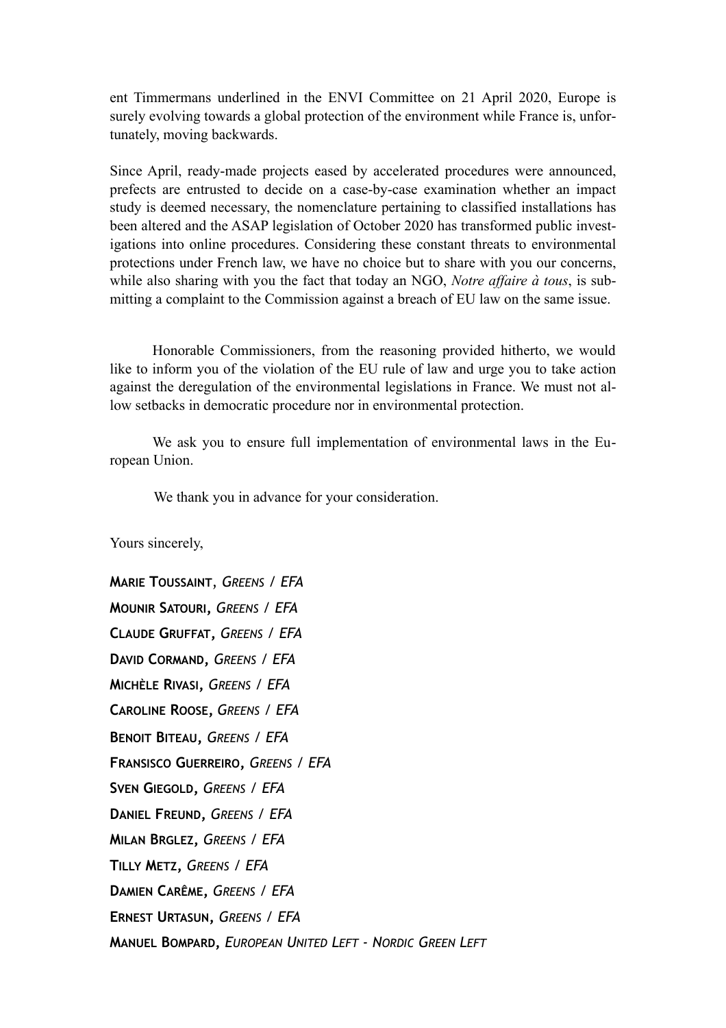ent Timmermans underlined in the ENVI Committee on 21 April 2020, Europe is surely evolving towards a global protection of the environment while France is, unfortunately, moving backwards.

Since April, ready-made projects eased by accelerated procedures were announced, prefects are entrusted to decide on a case-by-case examination whether an impact study is deemed necessary, the nomenclature pertaining to classified installations has been altered and the ASAP legislation of October 2020 has transformed public investigations into online procedures. Considering these constant threats to environmental protections under French law, we have no choice but to share with you our concerns, while also sharing with you the fact that today an NGO, *Notre affaire à tous*, is submitting a complaint to the Commission against a breach of EU law on the same issue.

Honorable Commissioners, from the reasoning provided hitherto, we would like to inform you of the violation of the EU rule of law and urge you to take action against the deregulation of the environmental legislations in France. We must not allow setbacks in democratic procedure nor in environmental protection.

We ask you to ensure full implementation of environmental laws in the European Union.

We thank you in advance for your consideration.

Yours sincerely,

**Marie Toussaint**, *Greens / EFA*

**Mounir Satouri**, *Greens / EFA*

**Claude Gruffat**, *Greens / EFA*

**David Cormand**, *Greens / EFA*

**Michèle Rivasi**, *Greens / EFA*

**Caroline Roose**, *Greens / EFA*

**Benoit Biteau**, *Greens / EFA*

**Fransisco Guerreiro**, *Greens / EFA*

**Sven Giegold**, *Greens / EFA*

**Daniel Freund**, *Greens / EFA*

**Milan Brglez**, *Greens / EFA*

**Tilly Metz**, *Greens / EFA*

**Damien Carême**, *Greens / EFA*

**Ernest Urtasun**, *Greens / EFA*

**Manuel Bompard**, *European United Left - Nordic Green Left*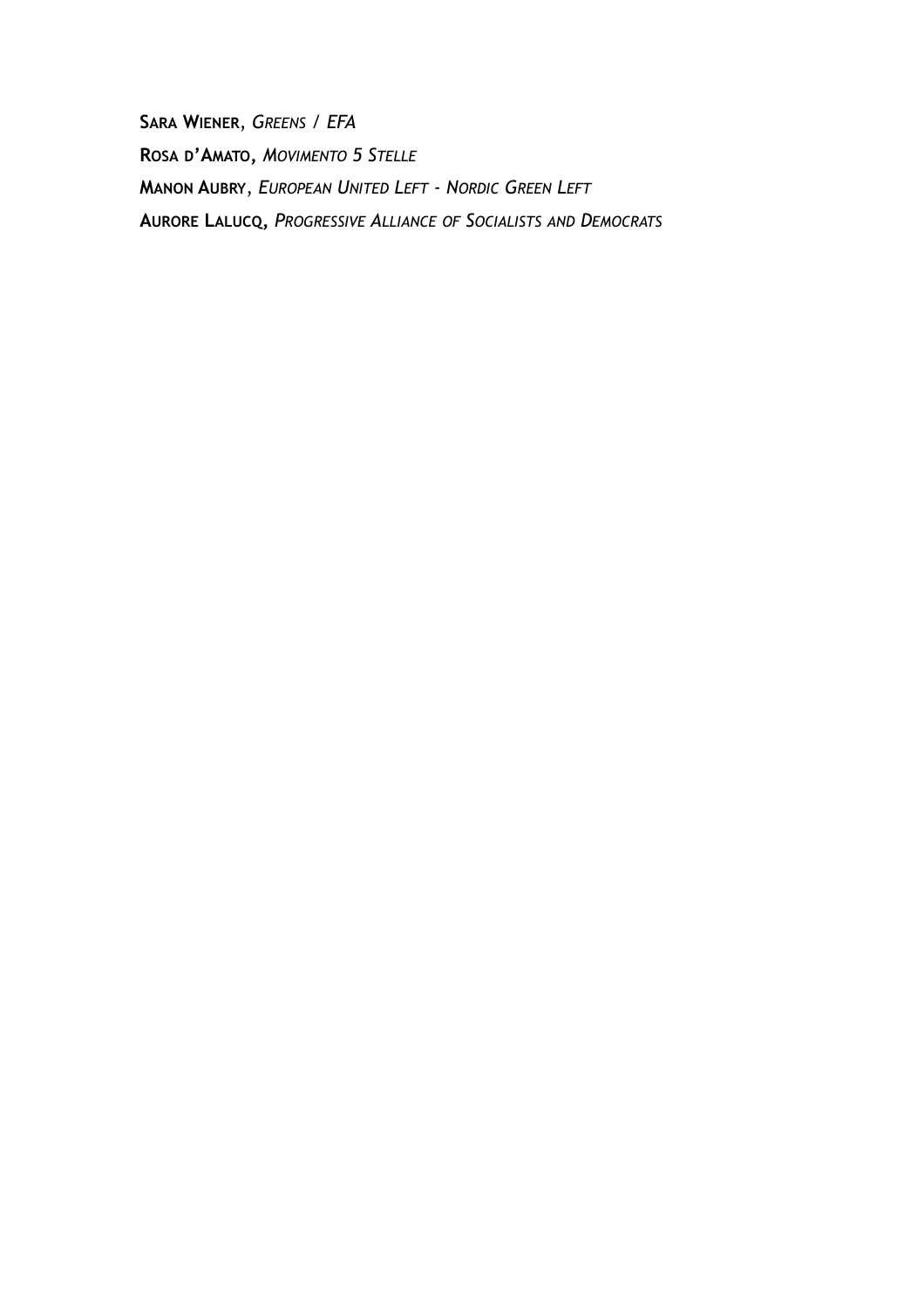**Sara Wiener**, *Greens / EFA*

**Rosa d'Amato**, *Movimento 5 Stelle*

**Manon Aubry**, *European United Left - Nordic Green Left*

**Aurore Lalucq**, *Progressive Alliance of Socialists and Democrats*